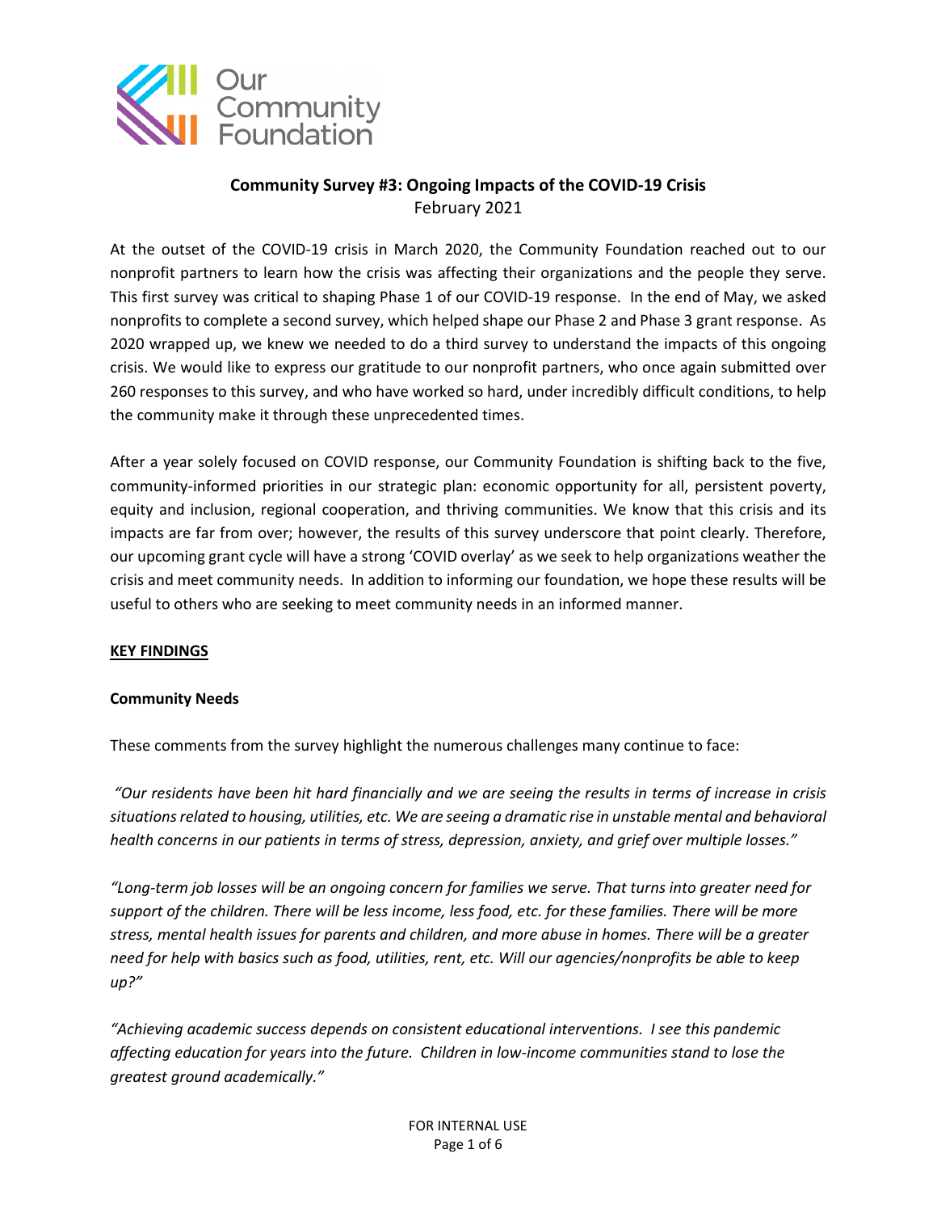Our Community Foundation

# Community Survey #3: Ongoing Impacts of the COVID-19 Crisis

February 2021

At the outset of the COVID-19 crisis in March 2020, the Community Foundation reached out to our nonprofit partners to learn how the crisis was affecting their organizations and the people they serve. This first survey was critical to shaping Phase 1 of our COVID-19 response. In the end of May, we asked nonprofits to complete a second survey, which helped shape our Phase 2 and Phase 3 grant response. As 2020 wrapped up, we knew we needed to do a third survey to understand the impacts of this ongoing crisis. We would like to express our gratitude to our nonprofit partners, who once again submitted over 260 responses to this survey, and who have worked so hard, under incredibly difficult conditions, to help the community make it through these unprecedented times.

After a year solely focused on COVID response, our Community Foundation is shifting back to the five, community-informed priorities in our strategic plan: economic opportunity for all, persistent poverty, equity and inclusion, regional cooperation, and thriving communities. We know that this crisis and its impacts are far from over; however, the results of this survey underscore that point clearly. Therefore, our upcoming grant cycle will have a strong 'COVID overlay' as we seek to help organizations weather the crisis and meet community needs. In addition to informing our foundation, we hope these results will be useful to others who are seeking to meet community needs in an informed manner.

## KEY FINDINGS

### Community Needs

These comments from the survey highlight the numerous challenges many continue to face:

*"Our residents have been hit hard financially and we are seeing the results in terms of increase in crisis situations related to housing, utilities, etc. We are seeing a dramatic rise in unstable mental and behavioral health concerns in our patients in terms of stress, depression, anxiety, and grief over multiple losses."*

*"Long-term job losses will be an ongoing concern for families we serve. That turns into greater need for support of the children. There will be less income, less food, etc. for these families. There will be more stress, mental health issues for parents and children, and more abuse in homes. There will be a greater need for help with basics such as food, utilities, rent, etc. Will our agencies/nonprofits be able to keep up?"*

*"Achieving academic success depends on consistent educational interventions. I see this pandemic affecting education for years into the future. Children in low-income communities stand to lose the greatest ground academically."*

FOR INTERNAL USE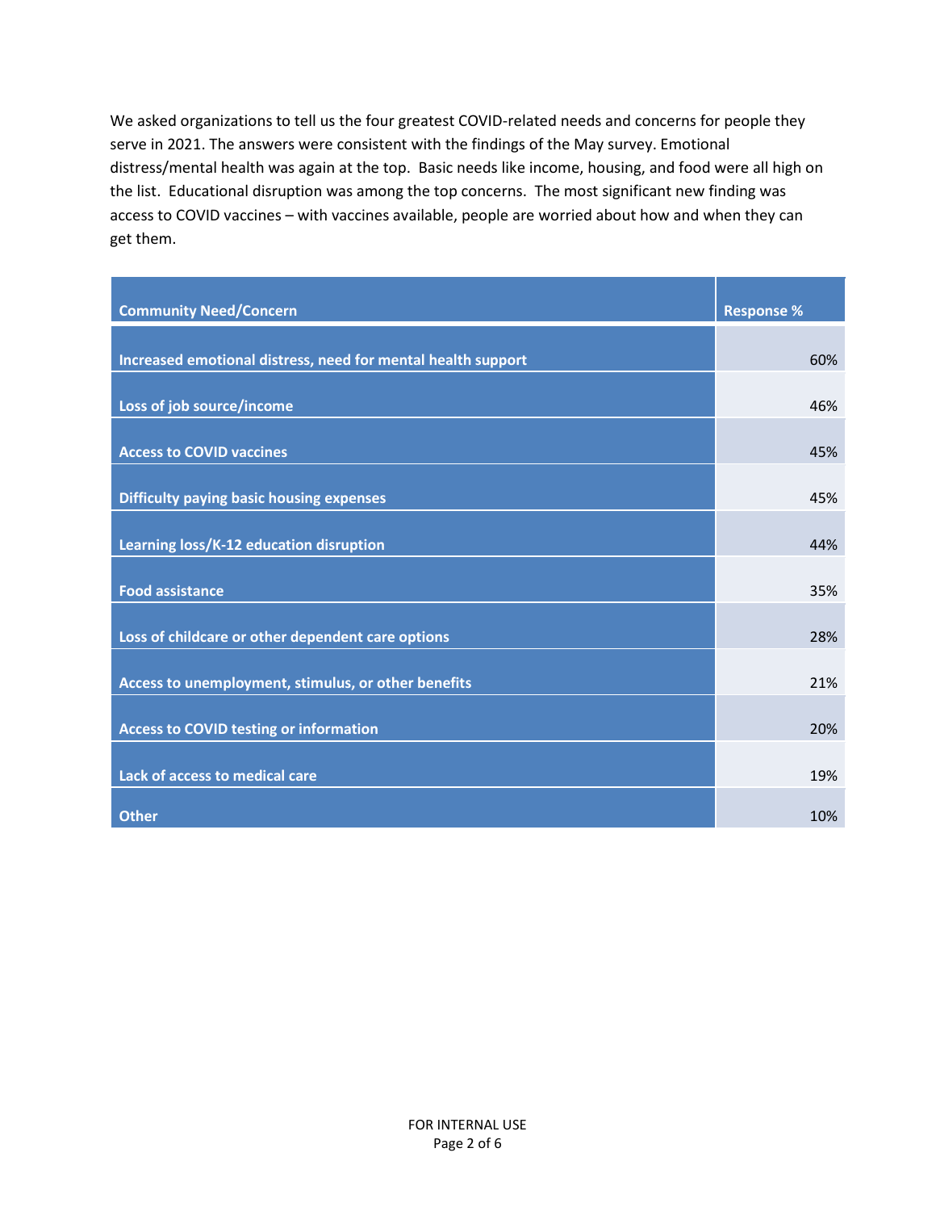We asked organizations to tell us the four greatest COVID-related needs and concerns for people they serve in 2021. The answers were consistent with the findings of the May survey. Emotional distress/mental health was again at the top. Basic needs like income, housing, and food were all high on the list. Educational disruption was among the top concerns. The most significant new finding was access to COVID vaccines – with vaccines available, people are worried about how and when they can get them.

| Community Need/Concern | Response % |
|---|---|
| Increased emotional distress, need for mental health support | 60% |
| Loss of job source/income | 46% |
| Access to COVID vaccines | 45% |
| Difficulty paying basic housing expenses | 45% |
| Learning loss/K-12 education disruption | 44% |
| Food assistance | 35% |
| Loss of childcare or other dependent care options | 28% |
| Access to unemployment, stimulus, or other benefits | 21% |
| Access to COVID testing or information | 20% |
| Lack of access to medical care | 19% |
| Other | 10% |

FOR INTERNAL USE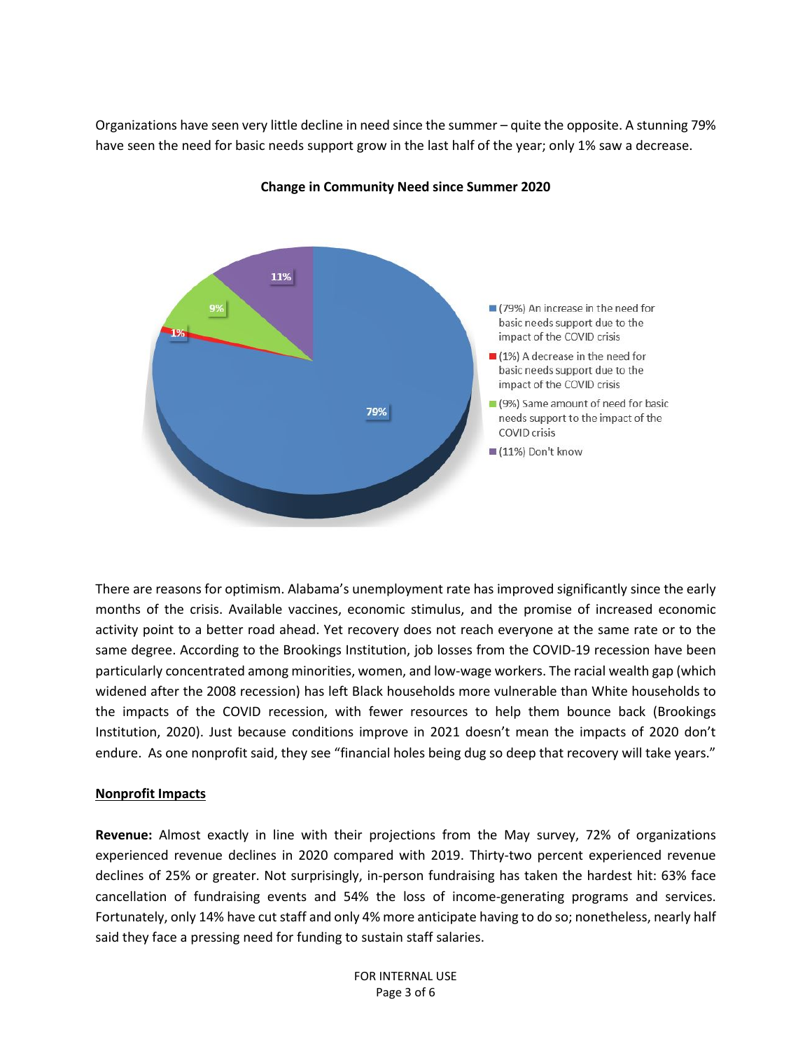Organizations have seen very little decline in need since the summer – quite the opposite. A stunning 79% have seen the need for basic needs support grow in the last half of the year; only 1% saw a decrease.

**Change in Community Need since Summer 2020**

- (79%) An increase in the need for basic needs support due to the impact of the COVID crisis
- (1%) A decrease in the need for basic needs support due to the impact of the COVID crisis
- (9%) Same amount of need for basic needs support to the impact of the COVID crisis
- (11%) Don't know

There are reasons for optimism. Alabama's unemployment rate has improved significantly since the early months of the crisis. Available vaccines, economic stimulus, and the promise of increased economic activity point to a better road ahead. Yet recovery does not reach everyone at the same rate or to the same degree. According to the Brookings Institution, job losses from the COVID-19 recession have been particularly concentrated among minorities, women, and low-wage workers. The racial wealth gap (which widened after the 2008 recession) has left Black households more vulnerable than White households to the impacts of the COVID recession, with fewer resources to help them bounce back (Brookings Institution, 2020). Just because conditions improve in 2021 doesn't mean the impacts of 2020 don't endure. As one nonprofit said, they see "financial holes being dug so deep that recovery will take years."

**Nonprofit Impacts**

**Revenue:** Almost exactly in line with their projections from the May survey, 72% of organizations experienced revenue declines in 2020 compared with 2019. Thirty-two percent experienced revenue declines of 25% or greater. Not surprisingly, in-person fundraising has taken the hardest hit: 63% face cancellation of fundraising events and 54% the loss of income-generating programs and services. Fortunately, only 14% have cut staff and only 4% more anticipate having to do so; nonetheless, nearly half said they face a pressing need for funding to sustain staff salaries.

FOR INTERNAL USE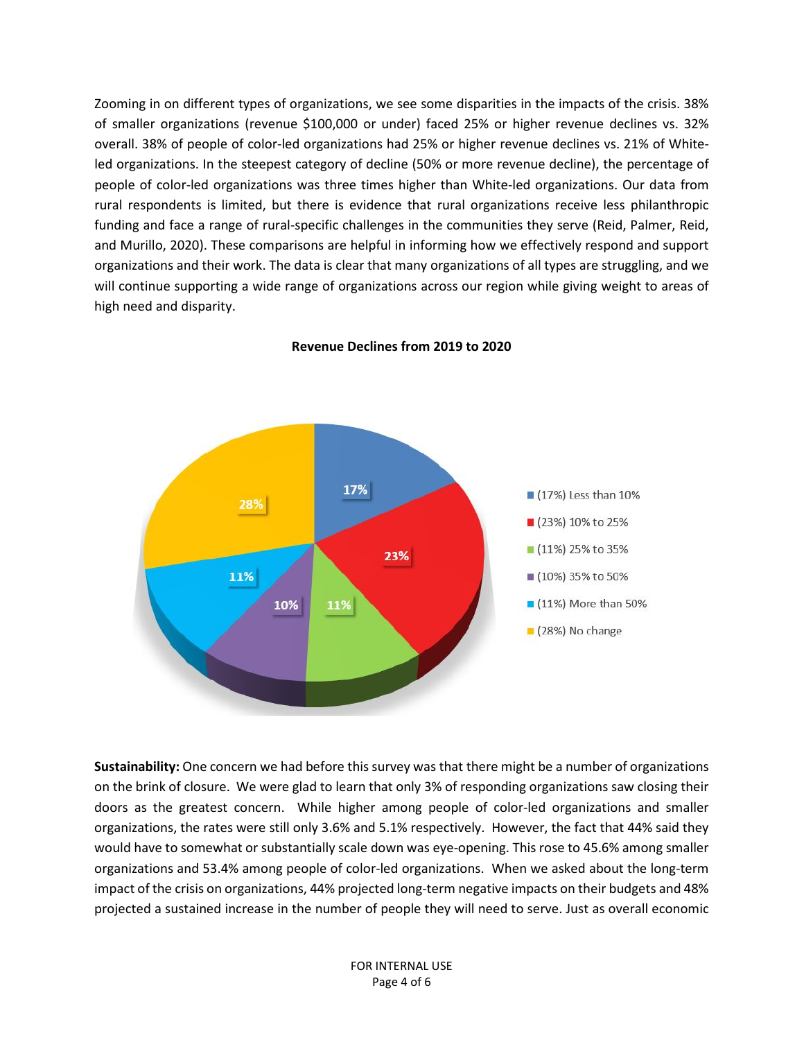Zooming in on different types of organizations, we see some disparities in the impacts of the crisis. 38% of smaller organizations (revenue $100,000 or under) faced 25% or higher revenue declines vs. 32% overall. 38% of people of color-led organizations had 25% or higher revenue declines vs. 21% of White-led organizations. In the steepest category of decline (50% or more revenue decline), the percentage of people of color-led organizations was three times higher than White-led organizations. Our data from rural respondents is limited, but there is evidence that rural organizations receive less philanthropic funding and face a range of rural-specific challenges in the communities they serve (Reid, Palmer, Reid, and Murillo, 2020). These comparisons are helpful in informing how we effectively respond and support organizations and their work. The data is clear that many organizations of all types are struggling, and we will continue supporting a wide range of organizations across our region while giving weight to areas of high need and disparity.

**Revenue Declines from 2019 to 2020**

| Category | Percentage |
|---|---|
| Less than 10% | 17% |
| 10% to 25% | 23% |
| 25% to 35% | 11% |
| 35% to 50% | 10% |
| More than 50% | 11% |
| No change | 28% |

**Sustainability:** One concern we had before this survey was that there might be a number of organizations on the brink of closure. We were glad to learn that only 3% of responding organizations saw closing their doors as the greatest concern. While higher among people of color-led organizations and smaller organizations, the rates were still only 3.6% and 5.1% respectively. However, the fact that 44% said they would have to somewhat or substantially scale down was eye-opening. This rose to 45.6% among smaller organizations and 53.4% among people of color-led organizations. When we asked about the long-term impact of the crisis on organizations, 44% projected long-term negative impacts on their budgets and 48% projected a sustained increase in the number of people they will need to serve. Just as overall economic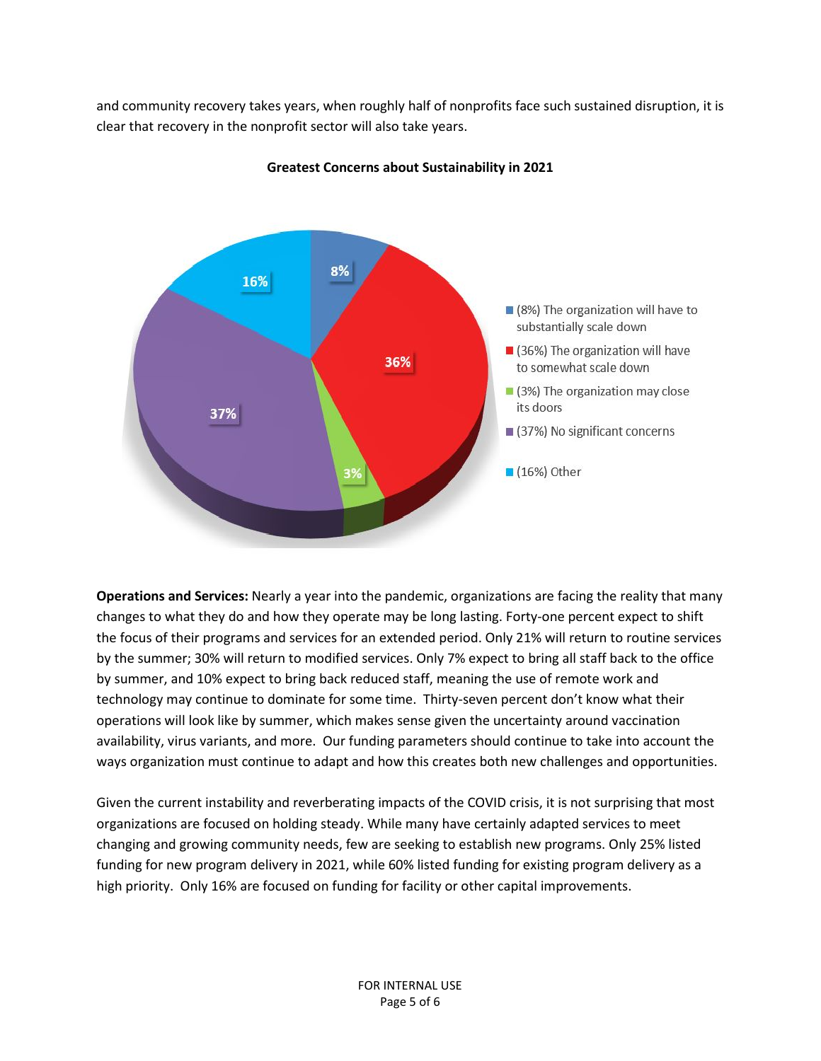and community recovery takes years, when roughly half of nonprofits face such sustained disruption, it is clear that recovery in the nonprofit sector will also take years.

**Greatest Concerns about Sustainability in 2021**

- (8%) The organization will have to substantially scale down
- (36%) The organization will have to somewhat scale down
- (3%) The organization may close its doors
- (37%) No significant concerns
- (16%) Other

**Operations and Services:** Nearly a year into the pandemic, organizations are facing the reality that many changes to what they do and how they operate may be long lasting. Forty-one percent expect to shift the focus of their programs and services for an extended period. Only 21% will return to routine services by the summer; 30% will return to modified services. Only 7% expect to bring all staff back to the office by summer, and 10% expect to bring back reduced staff, meaning the use of remote work and technology may continue to dominate for some time. Thirty-seven percent don't know what their operations will look like by summer, which makes sense given the uncertainty around vaccination availability, virus variants, and more. Our funding parameters should continue to take into account the ways organization must continue to adapt and how this creates both new challenges and opportunities.

Given the current instability and reverberating impacts of the COVID crisis, it is not surprising that most organizations are focused on holding steady. While many have certainly adapted services to meet changing and growing community needs, few are seeking to establish new programs. Only 25% listed funding for new program delivery in 2021, while 60% listed funding for existing program delivery as a high priority. Only 16% are focused on funding for facility or other capital improvements.

FOR INTERNAL USE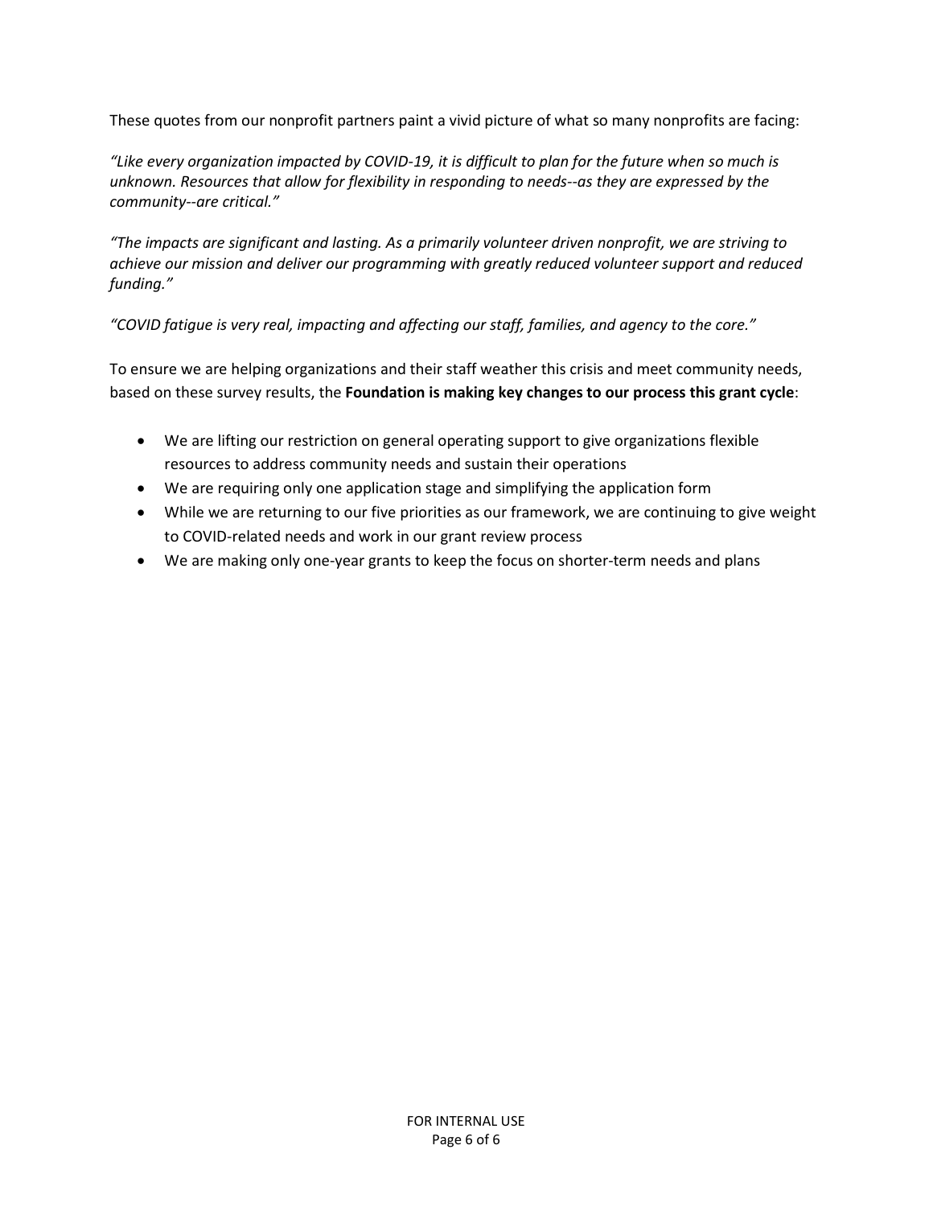These quotes from our nonprofit partners paint a vivid picture of what so many nonprofits are facing:

*"Like every organization impacted by COVID-19, it is difficult to plan for the future when so much is unknown. Resources that allow for flexibility in responding to needs--as they are expressed by the community--are critical."*

*"The impacts are significant and lasting. As a primarily volunteer driven nonprofit, we are striving to achieve our mission and deliver our programming with greatly reduced volunteer support and reduced funding."*

*"COVID fatigue is very real, impacting and affecting our staff, families, and agency to the core."*

To ensure we are helping organizations and their staff weather this crisis and meet community needs, based on these survey results, the **Foundation is making key changes to our process this grant cycle**:

- We are lifting our restriction on general operating support to give organizations flexible resources to address community needs and sustain their operations
- We are requiring only one application stage and simplifying the application form
- While we are returning to our five priorities as our framework, we are continuing to give weight to COVID-related needs and work in our grant review process
- We are making only one-year grants to keep the focus on shorter-term needs and plans

FOR INTERNAL USE